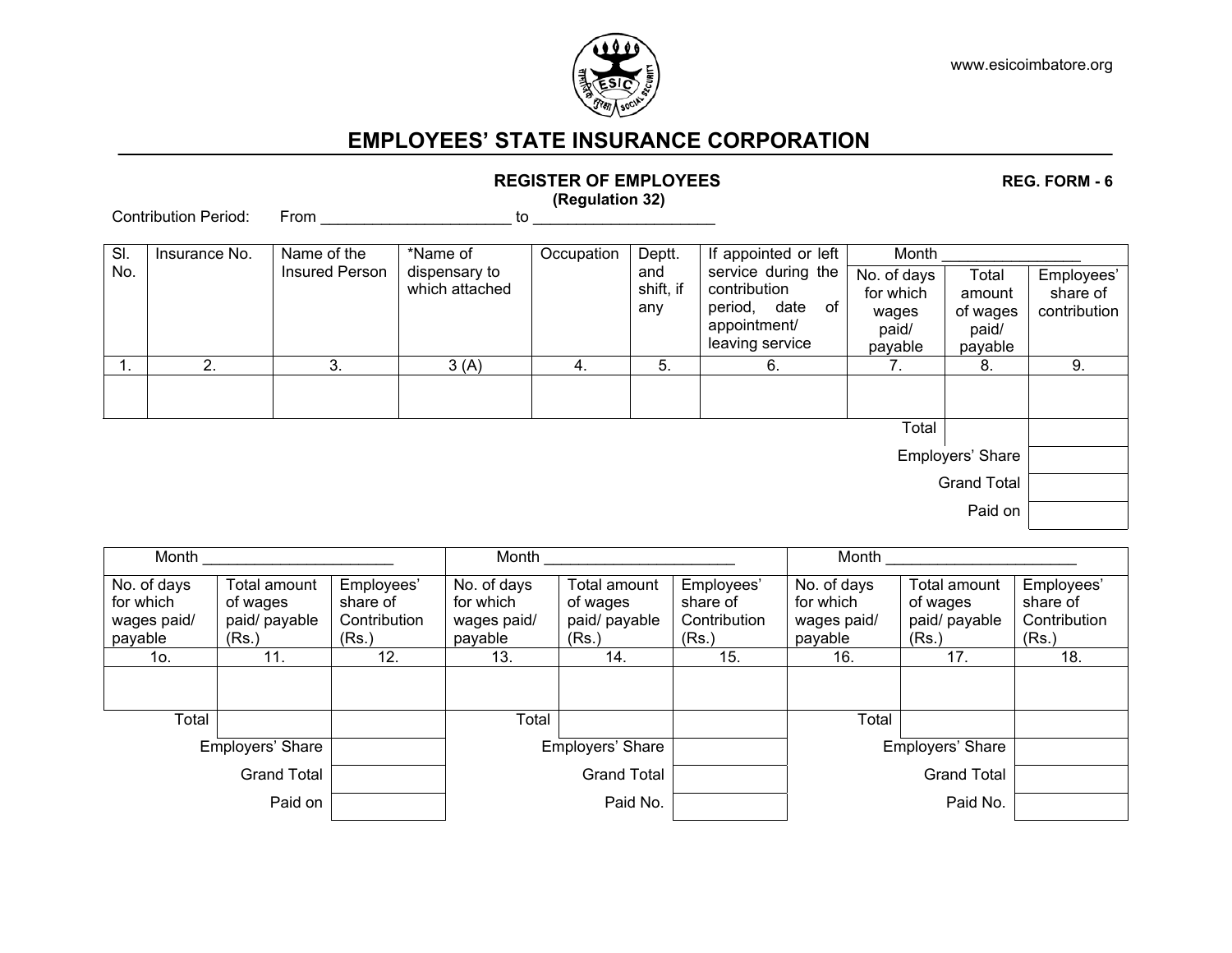www.esicoimbatore.org

# EMPLOYEES' STATE INSURANCE CORPORATION

## REGISTER OF EMPLOYEES

**(Regulation 32)**

**REG. FORM - 6**

Contribution Period: From ______________________ to _____________________

| Sl. No. | Insurance No. | Name of the Insured Person | *Name of dispensary to which attached | Occupation | Deptt. and shift, if any | If appointed or left service during the contribution period, date of appointment/ leaving service | Month ________________ | | |
|---|---|---|---|---|---|---|---|---|---|
| | | | | | | | No. of days for which wages paid/ payable | Total amount of wages paid/ payable | Employees' share of contribution |
| 1. | 2. | 3. | 3 (A) | 4. | 5. | 6. | 7. | 8. | 9. |
| | | | | | | | | | |
| | | | | | | | Total | | |
| | | | | | | | | Employers' Share | |
| | | | | | | | | Grand Total | |
| | | | | | | | | Paid on | |

| Month ______________________ | | | Month ______________________ | | | Month ______________________ | | |
|---|---|---|---|---|---|---|---|---|
| No. of days for which wages paid/ payable | Total amount of wages paid/ payable (Rs.) | Employees' share of Contribution (Rs.) | No. of days for which wages paid/ payable | Total amount of wages paid/ payable (Rs.) | Employees' share of Contribution (Rs.) | No. of days for which wages paid/ payable | Total amount of wages paid/ payable (Rs.) | Employees' share of Contribution (Rs.) |
| 1o. | 11. | 12. | 13. | 14. | 15. | 16. | 17. | 18. |
| | | | | | | | | |
| Total | | | Total | | | Total | | |
| | Employers' Share | | | Employers' Share | | | Employers' Share | |
| | Grand Total | | | Grand Total | | | Grand Total | |
| | Paid on | | | Paid No. | | | Paid No. | |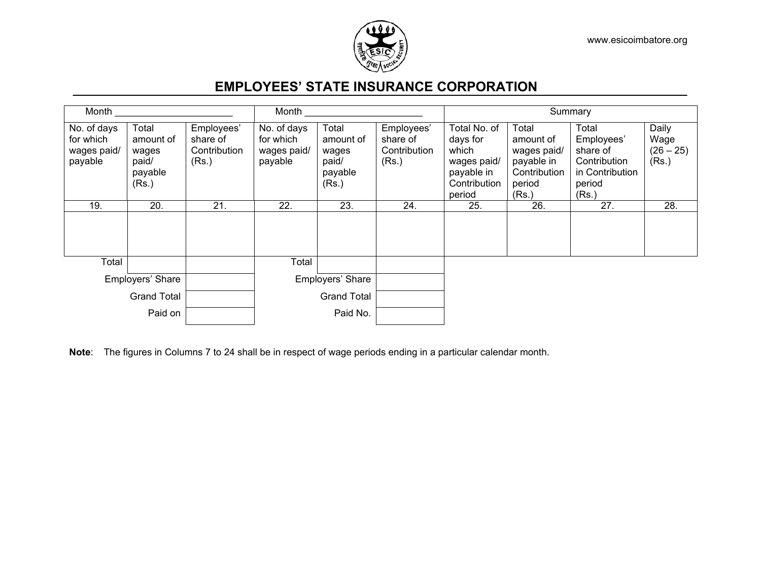www.esicoimbatore.org

# EMPLOYEES' STATE INSURANCE CORPORATION

| Month ______________________ | | | Month ______________________ | | | Summary | | | |
|---|---|---|---|---|---|---|---|---|---|
| No. of days for which wages paid/ payable | Total amount of wages paid/ payable (Rs.) | Employees' share of Contribution (Rs.) | No. of days for which wages paid/ payable | Total amount of wages paid/ payable (Rs.) | Employees' share of Contribution (Rs.) | Total No. of days for which wages paid/ payable in Contribution period | Total amount of wages paid/ payable in Contribution period (Rs.) | Total Employees' share of Contribution in Contribution period (Rs.) | Daily Wage (26 – 25) (Rs.) |
| 19. | 20. | 21. | 22. | 23. | 24. | 25. | 26. | 27. | 28. |
| | | | | | | | | | |
| Total | | | Total | | | | | | |
| Employers' Share | | | Employers' Share | | | | | | |
| Grand Total | | | Grand Total | | | | | | |
| Paid on | | | Paid No. | | | | | | |

**Note**: The figures in Columns 7 to 24 shall be in respect of wage periods ending in a particular calendar month.